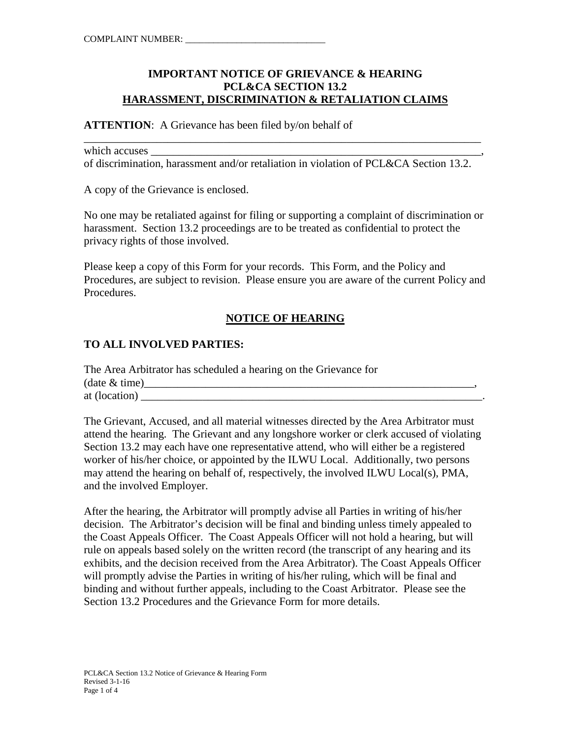COMPLAINT NUMBER: ______________________________

**IMPORTANT NOTICE OF GRIEVANCE & HEARING**
**PCL&CA SECTION 13.2**
**HARASSMENT, DISCRIMINATION & RETALIATION CLAIMS**

**ATTENTION**: A Grievance has been filed by/on behalf of
______________________________________________________________________
which accuses ________________________________________________________________,
of discrimination, harassment and/or retaliation in violation of PCL&CA Section 13.2.

A copy of the Grievance is enclosed.

No one may be retaliated against for filing or supporting a complaint of discrimination or harassment. Section 13.2 proceedings are to be treated as confidential to protect the privacy rights of those involved.

Please keep a copy of this Form for your records. This Form, and the Policy and Procedures, are subject to revision. Please ensure you are aware of the current Policy and Procedures.

## NOTICE OF HEARING

**TO ALL INVOLVED PARTIES:**

The Area Arbitrator has scheduled a hearing on the Grievance for
(date & time)_______________________________________________________________,
at (location) ________________________________________________________________.

The Grievant, Accused, and all material witnesses directed by the Area Arbitrator must attend the hearing. The Grievant and any longshore worker or clerk accused of violating Section 13.2 may each have one representative attend, who will either be a registered worker of his/her choice, or appointed by the ILWU Local. Additionally, two persons may attend the hearing on behalf of, respectively, the involved ILWU Local(s), PMA, and the involved Employer.

After the hearing, the Arbitrator will promptly advise all Parties in writing of his/her decision. The Arbitrator's decision will be final and binding unless timely appealed to the Coast Appeals Officer. The Coast Appeals Officer will not hold a hearing, but will rule on appeals based solely on the written record (the transcript of any hearing and its exhibits, and the decision received from the Area Arbitrator). The Coast Appeals Officer will promptly advise the Parties in writing of his/her ruling, which will be final and binding and without further appeals, including to the Coast Arbitrator. Please see the Section 13.2 Procedures and the Grievance Form for more details.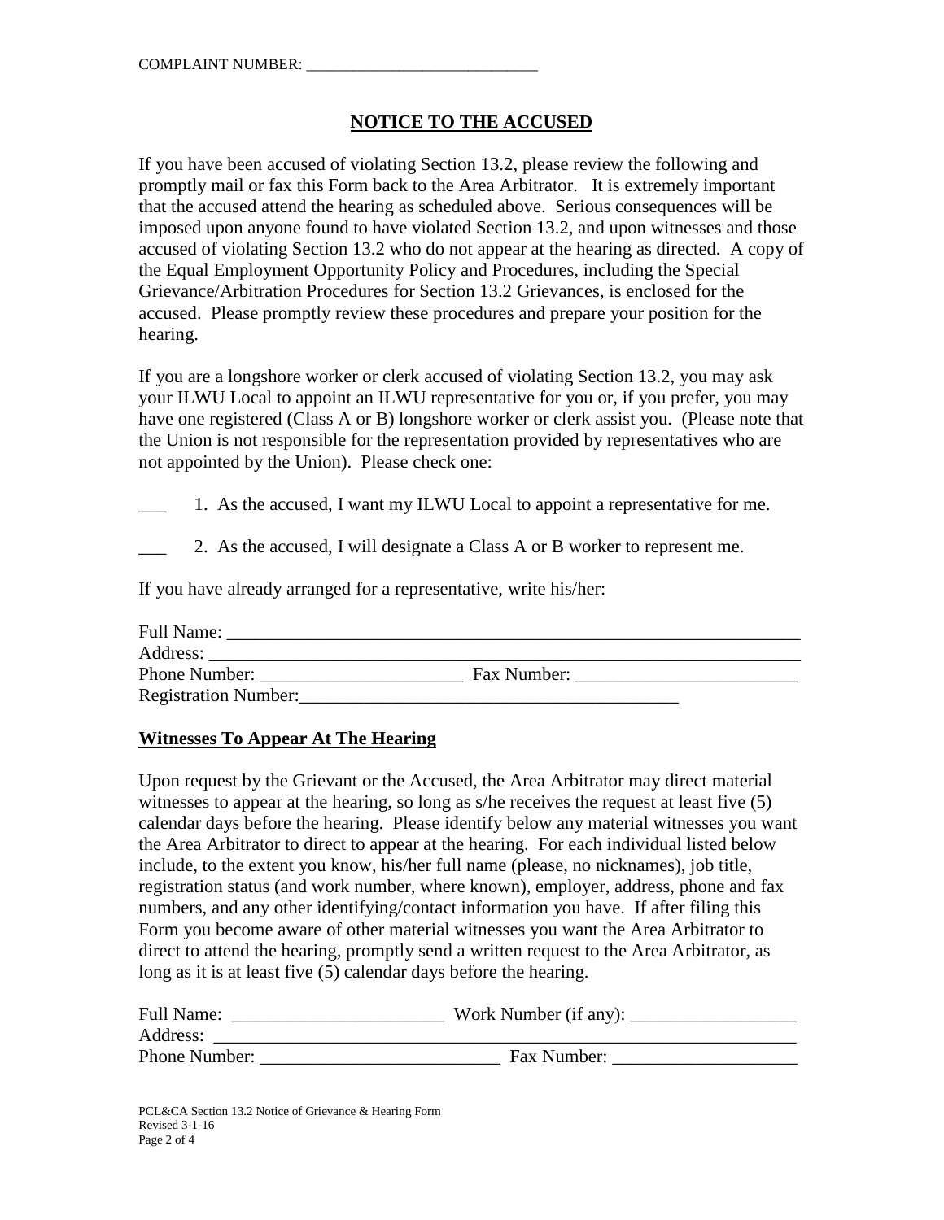COMPLAINT NUMBER: ______________________________

## NOTICE TO THE ACCUSED

If you have been accused of violating Section 13.2, please review the following and promptly mail or fax this Form back to the Area Arbitrator. It is extremely important that the accused attend the hearing as scheduled above. Serious consequences will be imposed upon anyone found to have violated Section 13.2, and upon witnesses and those accused of violating Section 13.2 who do not appear at the hearing as directed. A copy of the Equal Employment Opportunity Policy and Procedures, including the Special Grievance/Arbitration Procedures for Section 13.2 Grievances, is enclosed for the accused. Please promptly review these procedures and prepare your position for the hearing.

If you are a longshore worker or clerk accused of violating Section 13.2, you may ask your ILWU Local to appoint an ILWU representative for you or, if you prefer, you may have one registered (Class A or B) longshore worker or clerk assist you. (Please note that the Union is not responsible for the representation provided by representatives who are not appointed by the Union). Please check one:

___ 1. As the accused, I want my ILWU Local to appoint a representative for me.

___ 2. As the accused, I will designate a Class A or B worker to represent me.

If you have already arranged for a representative, write his/her:

Full Name: ________________________________________________________________

Address: __________________________________________________________________

Phone Number: ______________________ Fax Number: ________________________

Registration Number:__________________________________________

### Witnesses To Appear At The Hearing

Upon request by the Grievant or the Accused, the Area Arbitrator may direct material witnesses to appear at the hearing, so long as s/he receives the request at least five (5) calendar days before the hearing. Please identify below any material witnesses you want the Area Arbitrator to direct to appear at the hearing. For each individual listed below include, to the extent you know, his/her full name (please, no nicknames), job title, registration status (and work number, where known), employer, address, phone and fax numbers, and any other identifying/contact information you have. If after filing this Form you become aware of other material witnesses you want the Area Arbitrator to direct to attend the hearing, promptly send a written request to the Area Arbitrator, as long as it is at least five (5) calendar days before the hearing.

Full Name: _______________________ Work Number (if any): __________________

Address: _________________________________________________________________

Phone Number: __________________________ Fax Number: ____________________

PCL&CA Section 13.2 Notice of Grievance & Hearing Form
Revised 3-1-16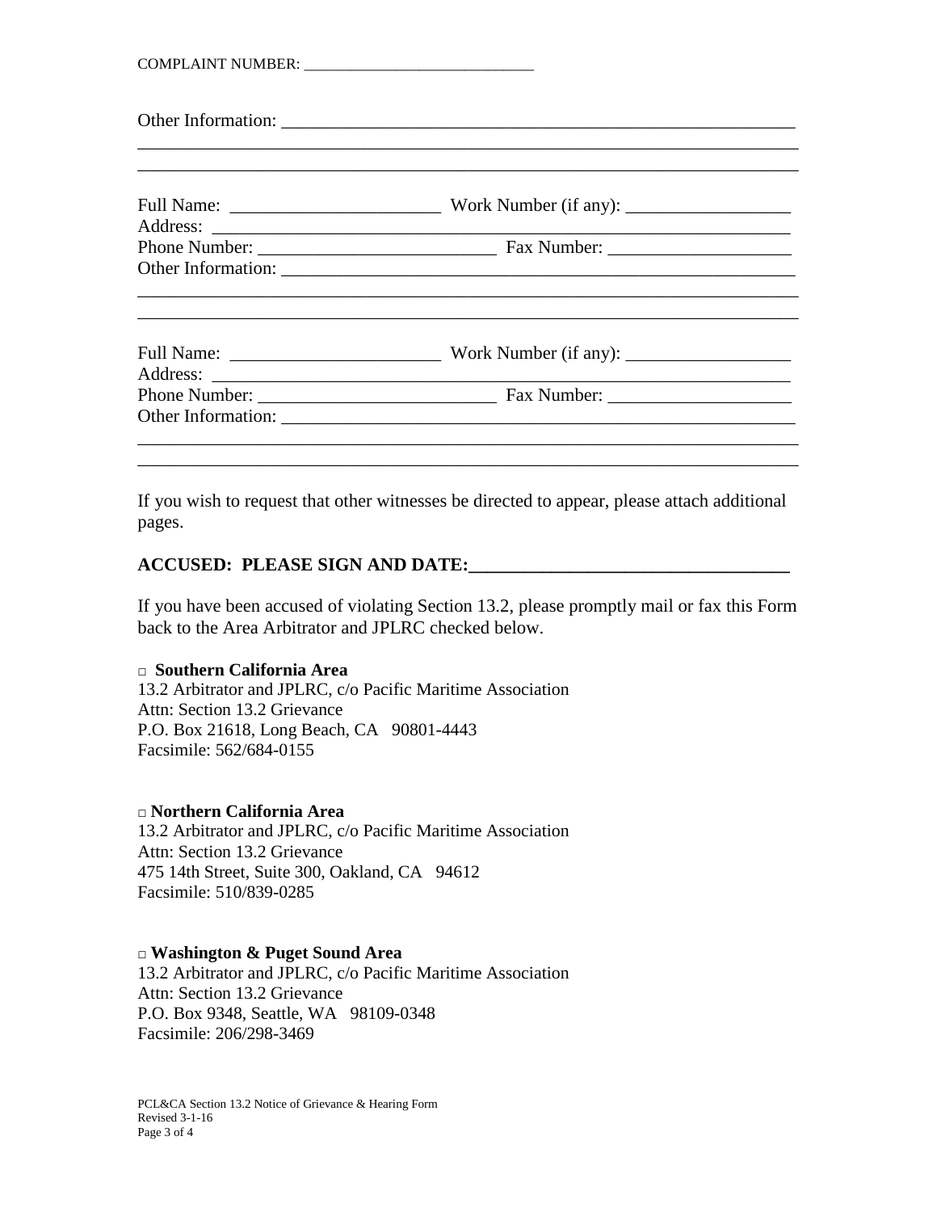COMPLAINT NUMBER: ______________________________

Other Information: ___________________________________________________________
_____________________________________________________________________________
_____________________________________________________________________________

Full Name: _______________________ Work Number (if any): __________________
Address: _________________________________________________________________
Phone Number: __________________________ Fax Number: ____________________
Other Information: ___________________________________________________________
_____________________________________________________________________________
_____________________________________________________________________________

Full Name: _______________________ Work Number (if any): __________________
Address: _________________________________________________________________
Phone Number: __________________________ Fax Number: ____________________
Other Information: ___________________________________________________________
_____________________________________________________________________________
_____________________________________________________________________________

If you wish to request that other witnesses be directed to appear, please attach additional pages.

**ACCUSED: PLEASE SIGN AND DATE:___________________________________**

If you have been accused of violating Section 13.2, please promptly mail or fax this Form back to the Area Arbitrator and JPLRC checked below.

□ **Southern California Area**
13.2 Arbitrator and JPLRC, c/o Pacific Maritime Association
Attn: Section 13.2 Grievance
P.O. Box 21618, Long Beach, CA 90801-4443
Facsimile: 562/684-0155

□ **Northern California Area**
13.2 Arbitrator and JPLRC, c/o Pacific Maritime Association
Attn: Section 13.2 Grievance
475 14th Street, Suite 300, Oakland, CA 94612
Facsimile: 510/839-0285

□ **Washington & Puget Sound Area**
13.2 Arbitrator and JPLRC, c/o Pacific Maritime Association
Attn: Section 13.2 Grievance
P.O. Box 9348, Seattle, WA 98109-0348
Facsimile: 206/298-3469

PCL&CA Section 13.2 Notice of Grievance & Hearing Form
Revised 3-1-16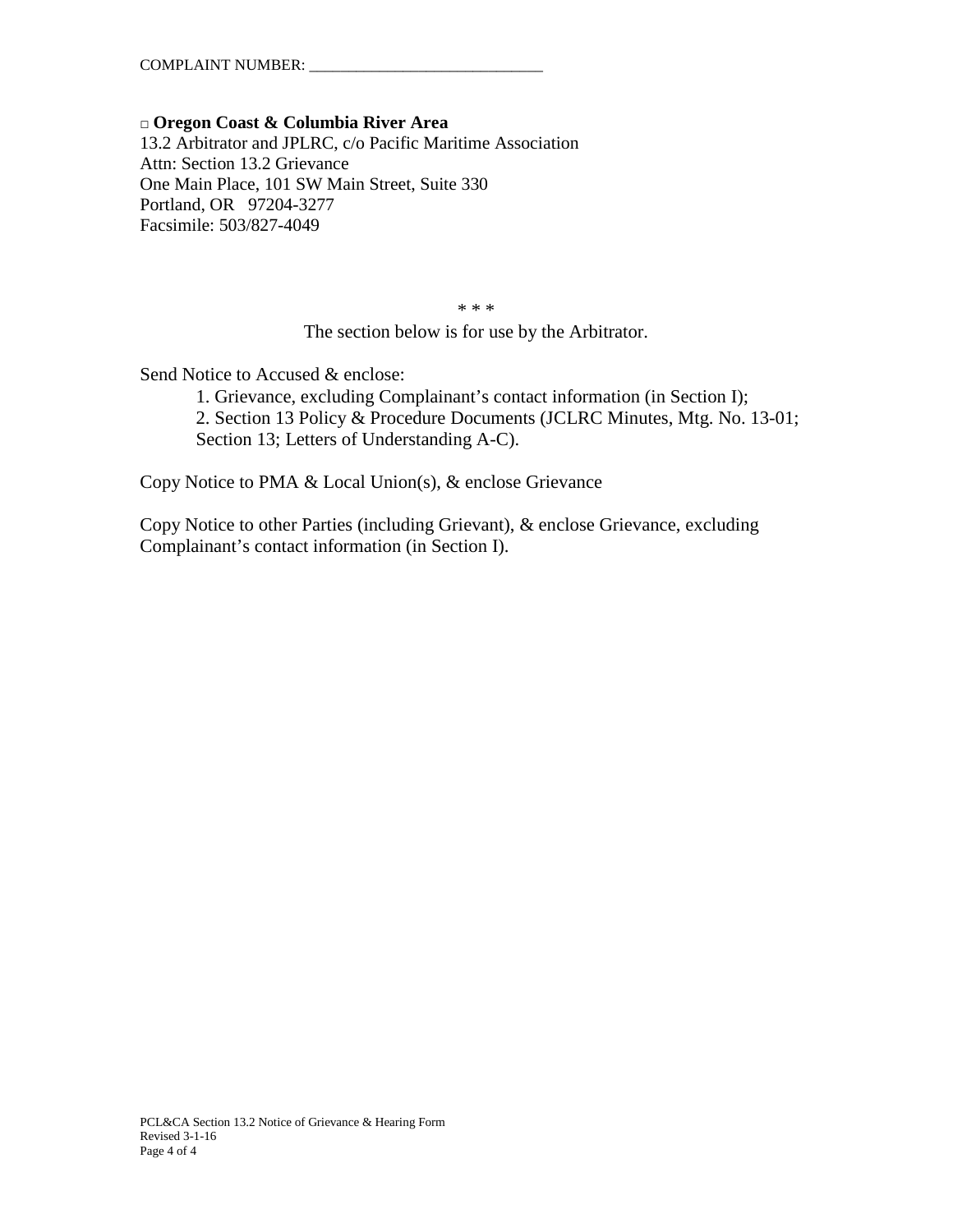COMPLAINT NUMBER: ______________________________

□ **Oregon Coast & Columbia River Area**
13.2 Arbitrator and JPLRC, c/o Pacific Maritime Association
Attn: Section 13.2 Grievance
One Main Place, 101 SW Main Street, Suite 330
Portland, OR 97204-3277
Facsimile: 503/827-4049

* * *

The section below is for use by the Arbitrator.

Send Notice to Accused & enclose:

1. Grievance, excluding Complainant's contact information (in Section I);
2. Section 13 Policy & Procedure Documents (JCLRC Minutes, Mtg. No. 13-01; Section 13; Letters of Understanding A-C).

Copy Notice to PMA & Local Union(s), & enclose Grievance

Copy Notice to other Parties (including Grievant), & enclose Grievance, excluding Complainant's contact information (in Section I).

PCL&CA Section 13.2 Notice of Grievance & Hearing Form
Revised 3-1-16